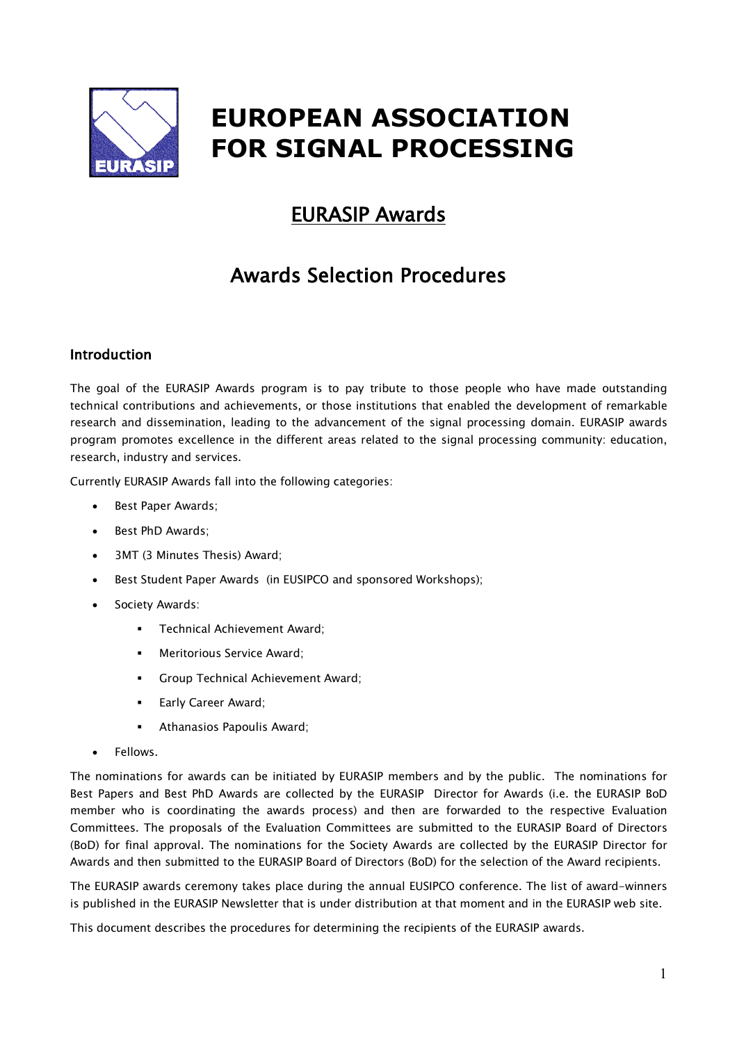# EUROPEAN ASSOCIATION FOR SIGNAL PROCESSING

## EURASIP Awards

## Awards Selection Procedures

### Introduction

The goal of the EURASIP Awards program is to pay tribute to those people who have made outstanding technical contributions and achievements, or those institutions that enabled the development of remarkable research and dissemination, leading to the advancement of the signal processing domain. EURASIP awards program promotes excellence in the different areas related to the signal processing community: education, research, industry and services.

Currently EURASIP Awards fall into the following categories:

- Best Paper Awards;
- Best PhD Awards;
- 3MT (3 Minutes Thesis) Award;
- Best Student Paper Awards (in EUSIPCO and sponsored Workshops);
- Society Awards:
  - Technical Achievement Award;
  - Meritorious Service Award;
  - Group Technical Achievement Award;
  - Early Career Award;
  - Athanasios Papoulis Award;
- Fellows.

The nominations for awards can be initiated by EURASIP members and by the public. The nominations for Best Papers and Best PhD Awards are collected by the EURASIP Director for Awards (i.e. the EURASIP BoD member who is coordinating the awards process) and then are forwarded to the respective Evaluation Committees. The proposals of the Evaluation Committees are submitted to the EURASIP Board of Directors (BoD) for final approval. The nominations for the Society Awards are collected by the EURASIP Director for Awards and then submitted to the EURASIP Board of Directors (BoD) for the selection of the Award recipients.

The EURASIP awards ceremony takes place during the annual EUSIPCO conference. The list of award-winners is published in the EURASIP Newsletter that is under distribution at that moment and in the EURASIP web site.

This document describes the procedures for determining the recipients of the EURASIP awards.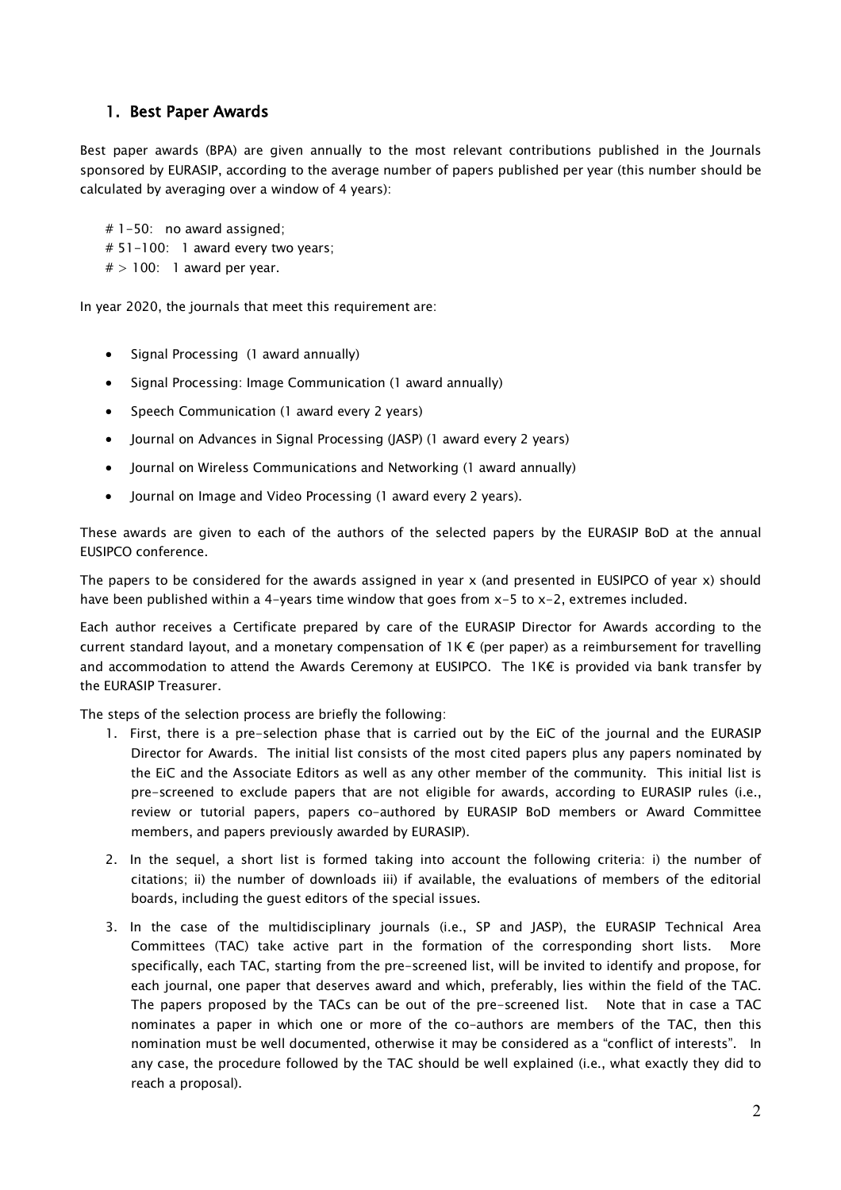## 1. Best Paper Awards

Best paper awards (BPA) are given annually to the most relevant contributions published in the Journals sponsored by EURASIP, according to the average number of papers published per year (this number should be calculated by averaging over a window of 4 years):

# 1-50: no award assigned;
# 51-100: 1 award every two years;
# > 100: 1 award per year.

In year 2020, the journals that meet this requirement are:

- Signal Processing (1 award annually)
- Signal Processing: Image Communication (1 award annually)
- Speech Communication (1 award every 2 years)
- Journal on Advances in Signal Processing (JASP) (1 award every 2 years)
- Journal on Wireless Communications and Networking (1 award annually)
- Journal on Image and Video Processing (1 award every 2 years).

These awards are given to each of the authors of the selected papers by the EURASIP BoD at the annual EUSIPCO conference.

The papers to be considered for the awards assigned in year x (and presented in EUSIPCO of year x) should have been published within a 4-years time window that goes from x-5 to x-2, extremes included.

Each author receives a Certificate prepared by care of the EURASIP Director for Awards according to the current standard layout, and a monetary compensation of 1K € (per paper) as a reimbursement for travelling and accommodation to attend the Awards Ceremony at EUSIPCO. The 1K€ is provided via bank transfer by the EURASIP Treasurer.

The steps of the selection process are briefly the following:

1. First, there is a pre-selection phase that is carried out by the EiC of the journal and the EURASIP Director for Awards. The initial list consists of the most cited papers plus any papers nominated by the EiC and the Associate Editors as well as any other member of the community. This initial list is pre-screened to exclude papers that are not eligible for awards, according to EURASIP rules (i.e., review or tutorial papers, papers co-authored by EURASIP BoD members or Award Committee members, and papers previously awarded by EURASIP).
2. In the sequel, a short list is formed taking into account the following criteria: i) the number of citations; ii) the number of downloads iii) if available, the evaluations of members of the editorial boards, including the guest editors of the special issues.
3. In the case of the multidisciplinary journals (i.e., SP and JASP), the EURASIP Technical Area Committees (TAC) take active part in the formation of the corresponding short lists. More specifically, each TAC, starting from the pre-screened list, will be invited to identify and propose, for each journal, one paper that deserves award and which, preferably, lies within the field of the TAC. The papers proposed by the TACs can be out of the pre-screened list. Note that in case a TAC nominates a paper in which one or more of the co-authors are members of the TAC, then this nomination must be well documented, otherwise it may be considered as a "conflict of interests". In any case, the procedure followed by the TAC should be well explained (i.e., what exactly they did to reach a proposal).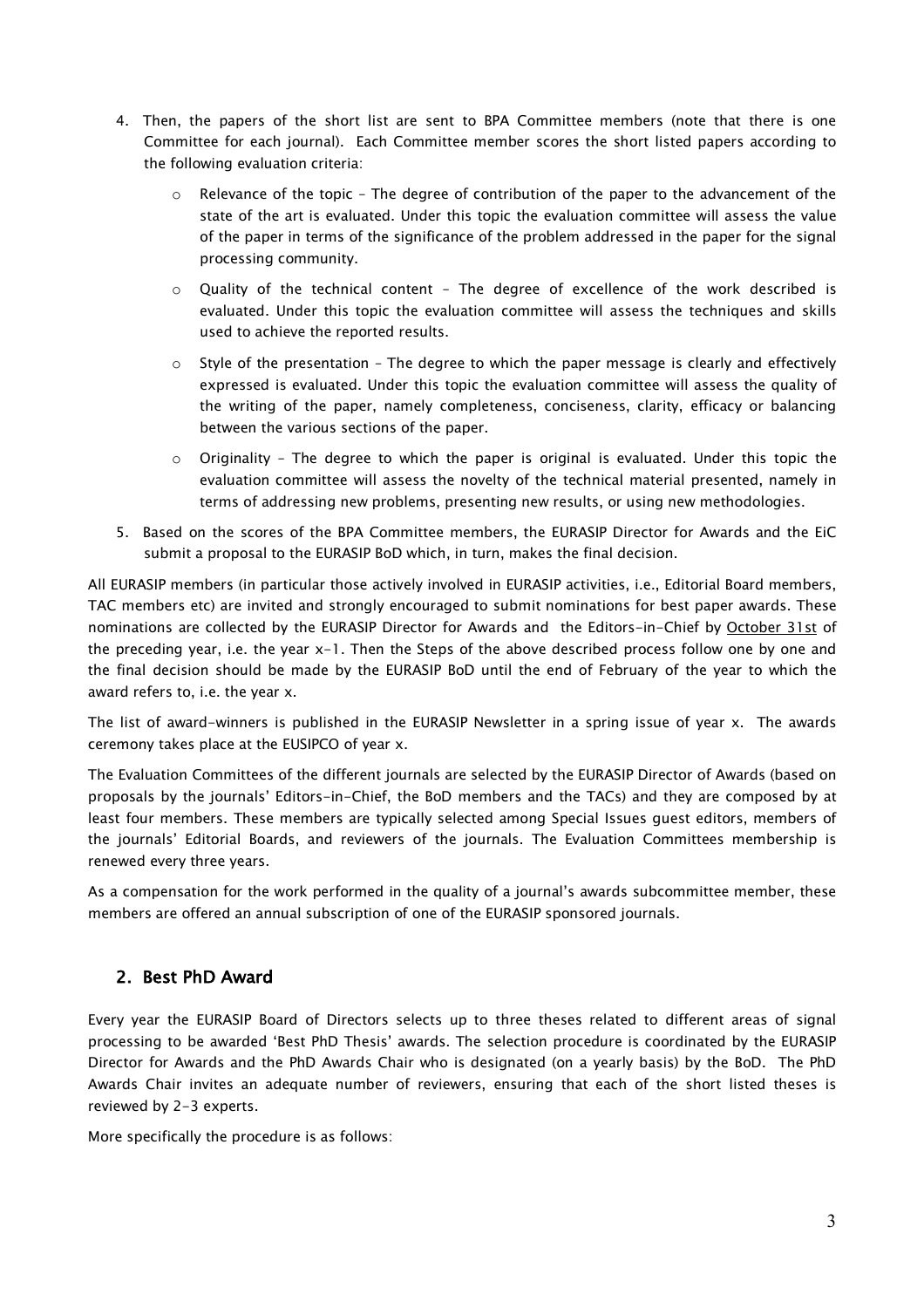4. Then, the papers of the short list are sent to BPA Committee members (note that there is one Committee for each journal). Each Committee member scores the short listed papers according to the following evaluation criteria:
   - Relevance of the topic – The degree of contribution of the paper to the advancement of the state of the art is evaluated. Under this topic the evaluation committee will assess the value of the paper in terms of the significance of the problem addressed in the paper for the signal processing community.
   - Quality of the technical content – The degree of excellence of the work described is evaluated. Under this topic the evaluation committee will assess the techniques and skills used to achieve the reported results.
   - Style of the presentation – The degree to which the paper message is clearly and effectively expressed is evaluated. Under this topic the evaluation committee will assess the quality of the writing of the paper, namely completeness, conciseness, clarity, efficacy or balancing between the various sections of the paper.
   - Originality - The degree to which the paper is original is evaluated. Under this topic the evaluation committee will assess the novelty of the technical material presented, namely in terms of addressing new problems, presenting new results, or using new methodologies.
5. Based on the scores of the BPA Committee members, the EURASIP Director for Awards and the EiC submit a proposal to the EURASIP BoD which, in turn, makes the final decision.

All EURASIP members (in particular those actively involved in EURASIP activities, i.e., Editorial Board members, TAC members etc) are invited and strongly encouraged to submit nominations for best paper awards. These nominations are collected by the EURASIP Director for Awards and the Editors-in-Chief by October 31st of the preceding year, i.e. the year x-1. Then the Steps of the above described process follow one by one and the final decision should be made by the EURASIP BoD until the end of February of the year to which the award refers to, i.e. the year x.

The list of award-winners is published in the EURASIP Newsletter in a spring issue of year x. The awards ceremony takes place at the EUSIPCO of year x.

The Evaluation Committees of the different journals are selected by the EURASIP Director of Awards (based on proposals by the journals' Editors-in-Chief, the BoD members and the TACs) and they are composed by at least four members. These members are typically selected among Special Issues guest editors, members of the journals' Editorial Boards, and reviewers of the journals. The Evaluation Committees membership is renewed every three years.

As a compensation for the work performed in the quality of a journal's awards subcommittee member, these members are offered an annual subscription of one of the EURASIP sponsored journals.

## 2. Best PhD Award

Every year the EURASIP Board of Directors selects up to three theses related to different areas of signal processing to be awarded 'Best PhD Thesis' awards. The selection procedure is coordinated by the EURASIP Director for Awards and the PhD Awards Chair who is designated (on a yearly basis) by the BoD. The PhD Awards Chair invites an adequate number of reviewers, ensuring that each of the short listed theses is reviewed by 2-3 experts.

More specifically the procedure is as follows: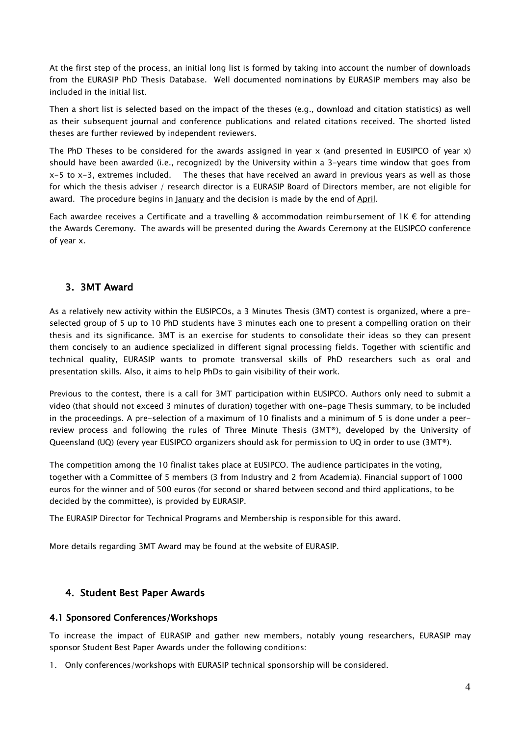At the first step of the process, an initial long list is formed by taking into account the number of downloads from the EURASIP PhD Thesis Database. Well documented nominations by EURASIP members may also be included in the initial list.

Then a short list is selected based on the impact of the theses (e.g., download and citation statistics) as well as their subsequent journal and conference publications and related citations received. The shorted listed theses are further reviewed by independent reviewers.

The PhD Theses to be considered for the awards assigned in year x (and presented in EUSIPCO of year x) should have been awarded (i.e., recognized) by the University within a 3-years time window that goes from x-5 to x-3, extremes included. The theses that have received an award in previous years as well as those for which the thesis adviser / research director is a EURASIP Board of Directors member, are not eligible for award. The procedure begins in January and the decision is made by the end of April.

Each awardee receives a Certificate and a travelling & accommodation reimbursement of 1K € for attending the Awards Ceremony. The awards will be presented during the Awards Ceremony at the EUSIPCO conference of year x.

## 3. 3MT Award

As a relatively new activity within the EUSIPCOs, a 3 Minutes Thesis (3MT) contest is organized, where a pre-selected group of 5 up to 10 PhD students have 3 minutes each one to present a compelling oration on their thesis and its significance. 3MT is an exercise for students to consolidate their ideas so they can present them concisely to an audience specialized in different signal processing fields. Together with scientific and technical quality, EURASIP wants to promote transversal skills of PhD researchers such as oral and presentation skills. Also, it aims to help PhDs to gain visibility of their work.

Previous to the contest, there is a call for 3MT participation within EUSIPCO. Authors only need to submit a video (that should not exceed 3 minutes of duration) together with one-page Thesis summary, to be included in the proceedings. A pre-selection of a maximum of 10 finalists and a minimum of 5 is done under a peer-review process and following the rules of Three Minute Thesis (3MT®), developed by the University of Queensland (UQ) (every year EUSIPCO organizers should ask for permission to UQ in order to use (3MT®).

The competition among the 10 finalist takes place at EUSIPCO. The audience participates in the voting, together with a Committee of 5 members (3 from Industry and 2 from Academia). Financial support of 1000 euros for the winner and of 500 euros (for second or shared between second and third applications, to be decided by the committee), is provided by EURASIP.

The EURASIP Director for Technical Programs and Membership is responsible for this award.

More details regarding 3MT Award may be found at the website of EURASIP.

## 4. Student Best Paper Awards

### 4.1 Sponsored Conferences/Workshops

To increase the impact of EURASIP and gather new members, notably young researchers, EURASIP may sponsor Student Best Paper Awards under the following conditions:

1. Only conferences/workshops with EURASIP technical sponsorship will be considered.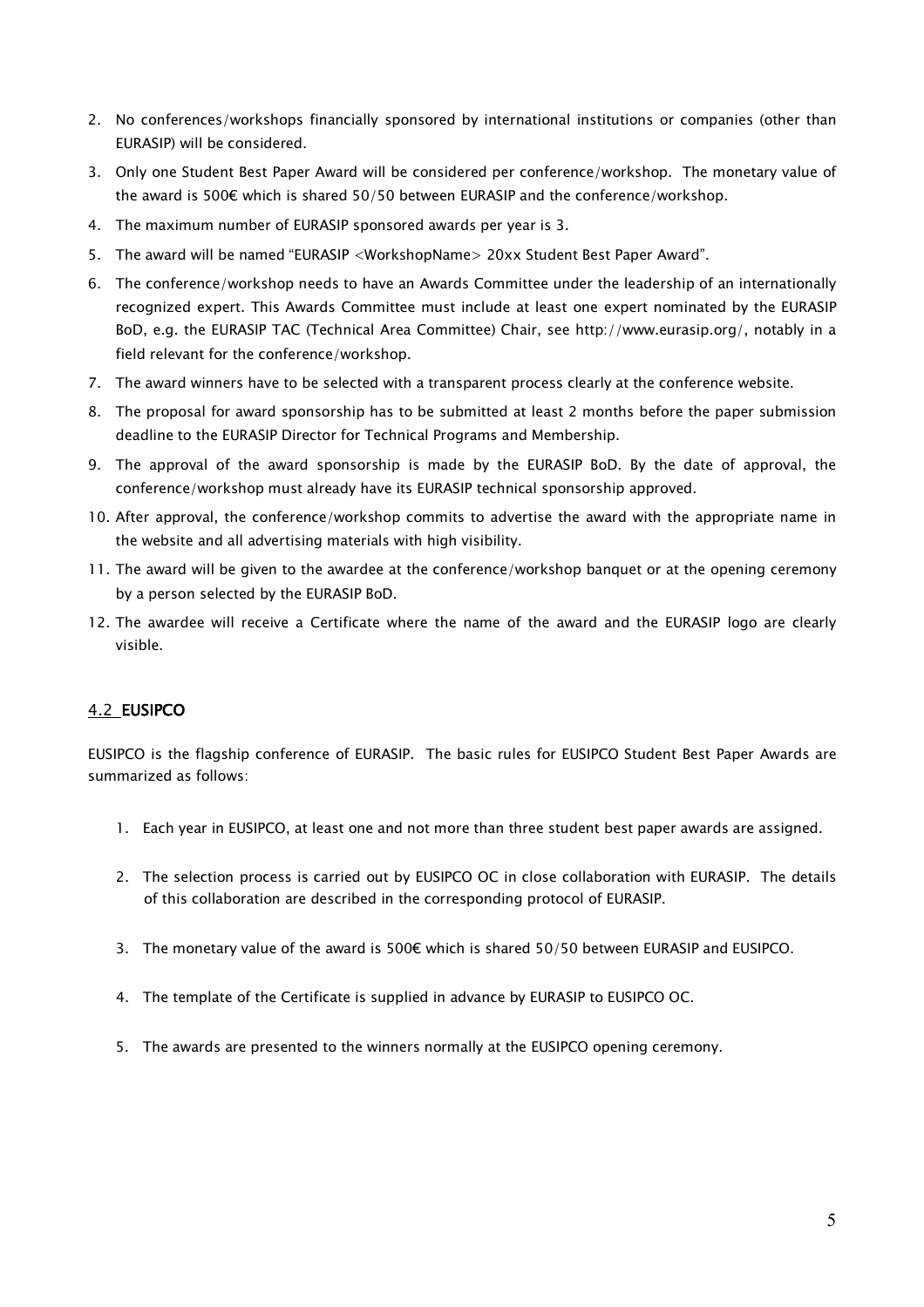2. No conferences/workshops financially sponsored by international institutions or companies (other than EURASIP) will be considered.
3. Only one Student Best Paper Award will be considered per conference/workshop. The monetary value of the award is 500€ which is shared 50/50 between EURASIP and the conference/workshop.
4. The maximum number of EURASIP sponsored awards per year is 3.
5. The award will be named "EURASIP <WorkshopName> 20xx Student Best Paper Award".
6. The conference/workshop needs to have an Awards Committee under the leadership of an internationally recognized expert. This Awards Committee must include at least one expert nominated by the EURASIP BoD, e.g. the EURASIP TAC (Technical Area Committee) Chair, see http://www.eurasip.org/, notably in a field relevant for the conference/workshop.
7. The award winners have to be selected with a transparent process clearly at the conference website.
8. The proposal for award sponsorship has to be submitted at least 2 months before the paper submission deadline to the EURASIP Director for Technical Programs and Membership.
9. The approval of the award sponsorship is made by the EURASIP BoD. By the date of approval, the conference/workshop must already have its EURASIP technical sponsorship approved.
10. After approval, the conference/workshop commits to advertise the award with the appropriate name in the website and all advertising materials with high visibility.
11. The award will be given to the awardee at the conference/workshop banquet or at the opening ceremony by a person selected by the EURASIP BoD.
12. The awardee will receive a Certificate where the name of the award and the EURASIP logo are clearly visible.

### 4.2 EUSIPCO

EUSIPCO is the flagship conference of EURASIP. The basic rules for EUSIPCO Student Best Paper Awards are summarized as follows:

1. Each year in EUSIPCO, at least one and not more than three student best paper awards are assigned.
2. The selection process is carried out by EUSIPCO OC in close collaboration with EURASIP. The details of this collaboration are described in the corresponding protocol of EURASIP.
3. The monetary value of the award is 500€ which is shared 50/50 between EURASIP and EUSIPCO.
4. The template of the Certificate is supplied in advance by EURASIP to EUSIPCO OC.
5. The awards are presented to the winners normally at the EUSIPCO opening ceremony.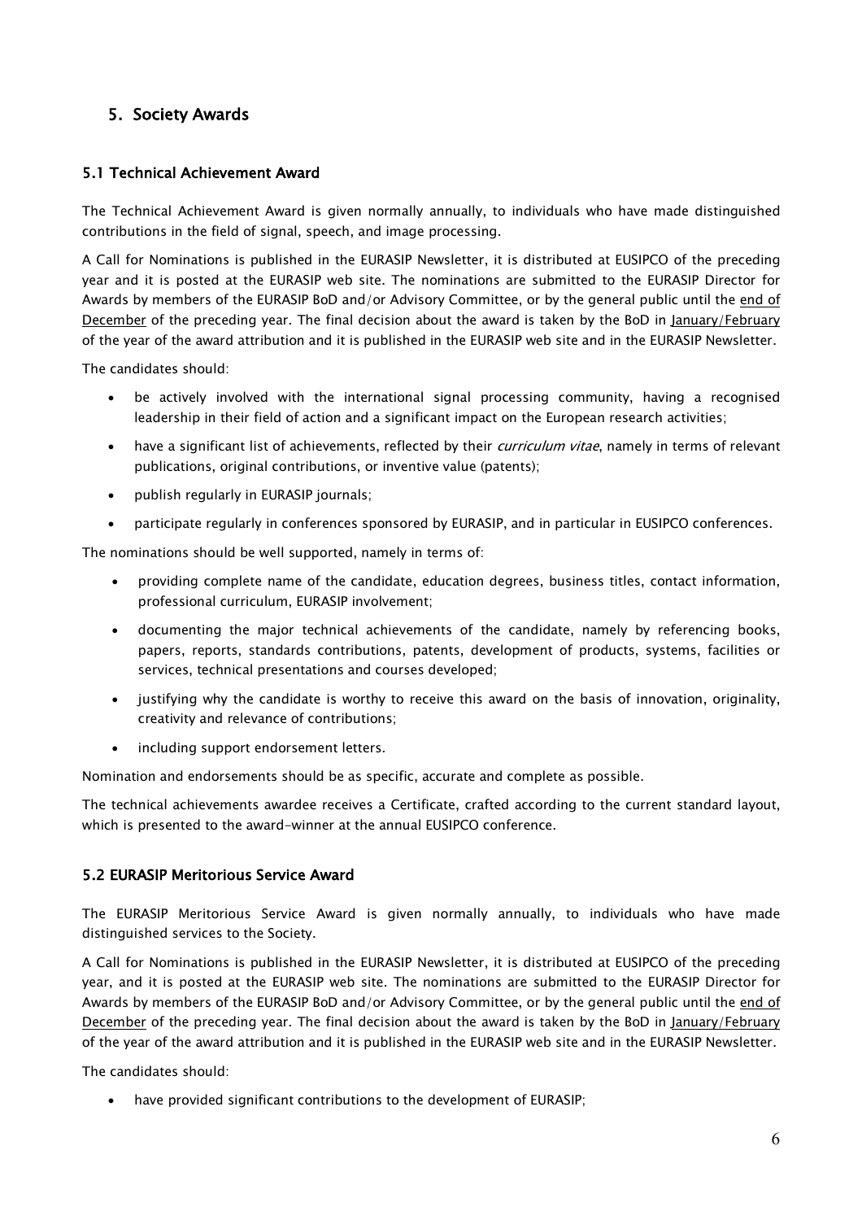## 5. Society Awards

### 5.1 Technical Achievement Award

The Technical Achievement Award is given normally annually, to individuals who have made distinguished contributions in the field of signal, speech, and image processing.

A Call for Nominations is published in the EURASIP Newsletter, it is distributed at EUSIPCO of the preceding year and it is posted at the EURASIP web site. The nominations are submitted to the EURASIP Director for Awards by members of the EURASIP BoD and/or Advisory Committee, or by the general public until the end of December of the preceding year. The final decision about the award is taken by the BoD in January/February of the year of the award attribution and it is published in the EURASIP web site and in the EURASIP Newsletter.

The candidates should:

- be actively involved with the international signal processing community, having a recognised leadership in their field of action and a significant impact on the European research activities;
- have a significant list of achievements, reflected by their *curriculum vitae*, namely in terms of relevant publications, original contributions, or inventive value (patents);
- publish regularly in EURASIP journals;
- participate regularly in conferences sponsored by EURASIP, and in particular in EUSIPCO conferences.

The nominations should be well supported, namely in terms of:

- providing complete name of the candidate, education degrees, business titles, contact information, professional curriculum, EURASIP involvement;
- documenting the major technical achievements of the candidate, namely by referencing books, papers, reports, standards contributions, patents, development of products, systems, facilities or services, technical presentations and courses developed;
- justifying why the candidate is worthy to receive this award on the basis of innovation, originality, creativity and relevance of contributions;
- including support endorsement letters.

Nomination and endorsements should be as specific, accurate and complete as possible.

The technical achievements awardee receives a Certificate, crafted according to the current standard layout, which is presented to the award-winner at the annual EUSIPCO conference.

### 5.2 EURASIP Meritorious Service Award

The EURASIP Meritorious Service Award is given normally annually, to individuals who have made distinguished services to the Society.

A Call for Nominations is published in the EURASIP Newsletter, it is distributed at EUSIPCO of the preceding year, and it is posted at the EURASIP web site. The nominations are submitted to the EURASIP Director for Awards by members of the EURASIP BoD and/or Advisory Committee, or by the general public until the end of December of the preceding year. The final decision about the award is taken by the BoD in January/February of the year of the award attribution and it is published in the EURASIP web site and in the EURASIP Newsletter.

The candidates should:

- have provided significant contributions to the development of EURASIP;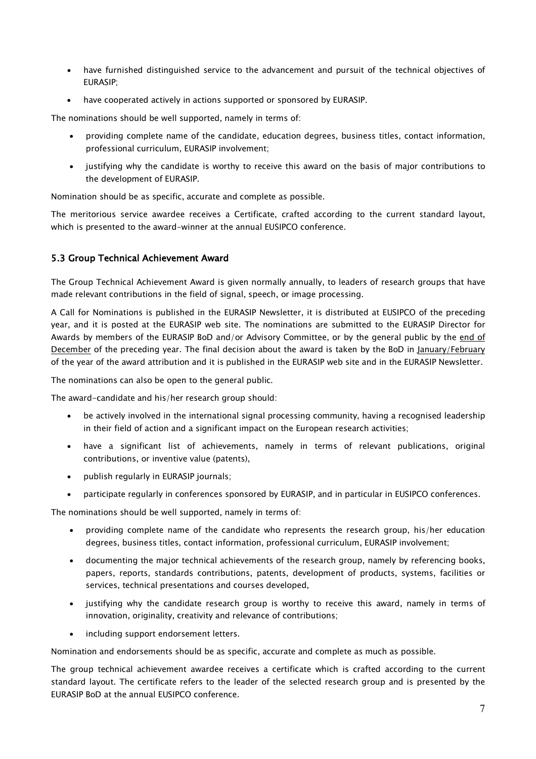- have furnished distinguished service to the advancement and pursuit of the technical objectives of EURASIP;
- have cooperated actively in actions supported or sponsored by EURASIP.

The nominations should be well supported, namely in terms of:

- providing complete name of the candidate, education degrees, business titles, contact information, professional curriculum, EURASIP involvement;
- justifying why the candidate is worthy to receive this award on the basis of major contributions to the development of EURASIP.

Nomination should be as specific, accurate and complete as possible.

The meritorious service awardee receives a Certificate, crafted according to the current standard layout, which is presented to the award-winner at the annual EUSIPCO conference.

### 5.3 Group Technical Achievement Award

The Group Technical Achievement Award is given normally annually, to leaders of research groups that have made relevant contributions in the field of signal, speech, or image processing.

A Call for Nominations is published in the EURASIP Newsletter, it is distributed at EUSIPCO of the preceding year, and it is posted at the EURASIP web site. The nominations are submitted to the EURASIP Director for Awards by members of the EURASIP BoD and/or Advisory Committee, or by the general public by the end of December of the preceding year. The final decision about the award is taken by the BoD in January/February of the year of the award attribution and it is published in the EURASIP web site and in the EURASIP Newsletter.

The nominations can also be open to the general public.

The award-candidate and his/her research group should:

- be actively involved in the international signal processing community, having a recognised leadership in their field of action and a significant impact on the European research activities;
- have a significant list of achievements, namely in terms of relevant publications, original contributions, or inventive value (patents),
- publish regularly in EURASIP journals;
- participate regularly in conferences sponsored by EURASIP, and in particular in EUSIPCO conferences.

The nominations should be well supported, namely in terms of:

- providing complete name of the candidate who represents the research group, his/her education degrees, business titles, contact information, professional curriculum, EURASIP involvement;
- documenting the major technical achievements of the research group, namely by referencing books, papers, reports, standards contributions, patents, development of products, systems, facilities or services, technical presentations and courses developed,
- justifying why the candidate research group is worthy to receive this award, namely in terms of innovation, originality, creativity and relevance of contributions;
- including support endorsement letters.

Nomination and endorsements should be as specific, accurate and complete as much as possible.

The group technical achievement awardee receives a certificate which is crafted according to the current standard layout. The certificate refers to the leader of the selected research group and is presented by the EURASIP BoD at the annual EUSIPCO conference.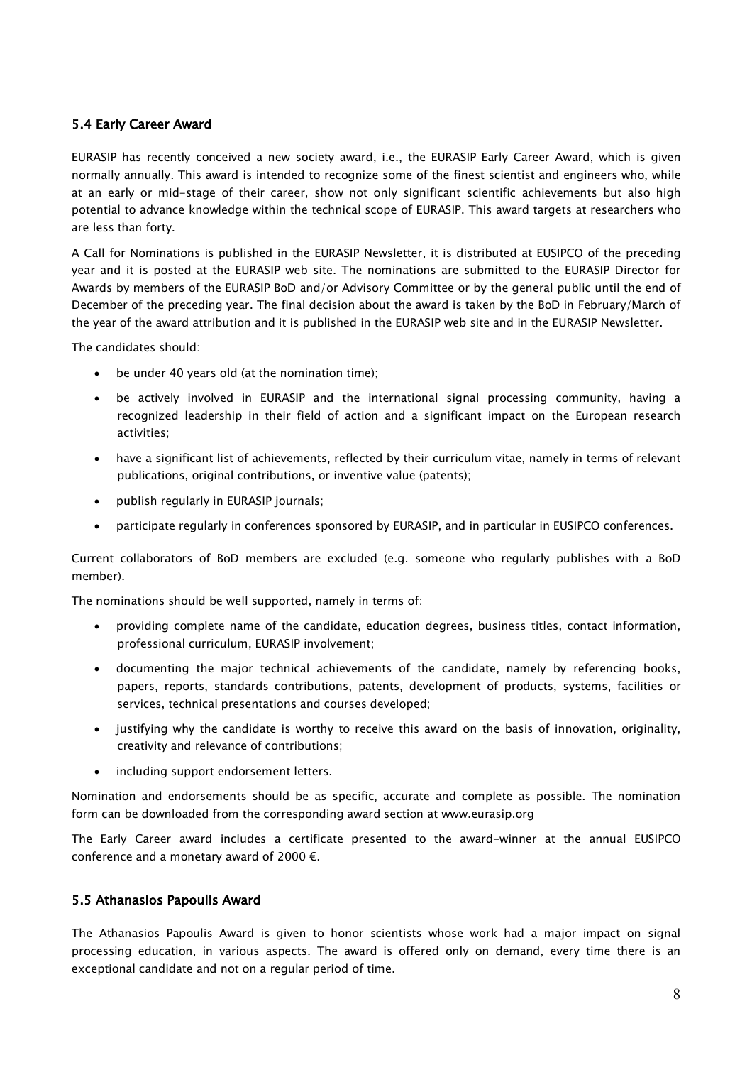### 5.4 Early Career Award

EURASIP has recently conceived a new society award, i.e., the EURASIP Early Career Award, which is given normally annually. This award is intended to recognize some of the finest scientist and engineers who, while at an early or mid-stage of their career, show not only significant scientific achievements but also high potential to advance knowledge within the technical scope of EURASIP. This award targets at researchers who are less than forty.

A Call for Nominations is published in the EURASIP Newsletter, it is distributed at EUSIPCO of the preceding year and it is posted at the EURASIP web site. The nominations are submitted to the EURASIP Director for Awards by members of the EURASIP BoD and/or Advisory Committee or by the general public until the end of December of the preceding year. The final decision about the award is taken by the BoD in February/March of the year of the award attribution and it is published in the EURASIP web site and in the EURASIP Newsletter.

The candidates should:

- be under 40 years old (at the nomination time);
- be actively involved in EURASIP and the international signal processing community, having a recognized leadership in their field of action and a significant impact on the European research activities;
- have a significant list of achievements, reflected by their curriculum vitae, namely in terms of relevant publications, original contributions, or inventive value (patents);
- publish regularly in EURASIP journals;
- participate regularly in conferences sponsored by EURASIP, and in particular in EUSIPCO conferences.

Current collaborators of BoD members are excluded (e.g. someone who regularly publishes with a BoD member).

The nominations should be well supported, namely in terms of:

- providing complete name of the candidate, education degrees, business titles, contact information, professional curriculum, EURASIP involvement;
- documenting the major technical achievements of the candidate, namely by referencing books, papers, reports, standards contributions, patents, development of products, systems, facilities or services, technical presentations and courses developed;
- justifying why the candidate is worthy to receive this award on the basis of innovation, originality, creativity and relevance of contributions;
- including support endorsement letters.

Nomination and endorsements should be as specific, accurate and complete as possible. The nomination form can be downloaded from the corresponding award section at www.eurasip.org

The Early Career award includes a certificate presented to the award-winner at the annual EUSIPCO conference and a monetary award of 2000 €.

### 5.5 Athanasios Papoulis Award

The Athanasios Papoulis Award is given to honor scientists whose work had a major impact on signal processing education, in various aspects. The award is offered only on demand, every time there is an exceptional candidate and not on a regular period of time.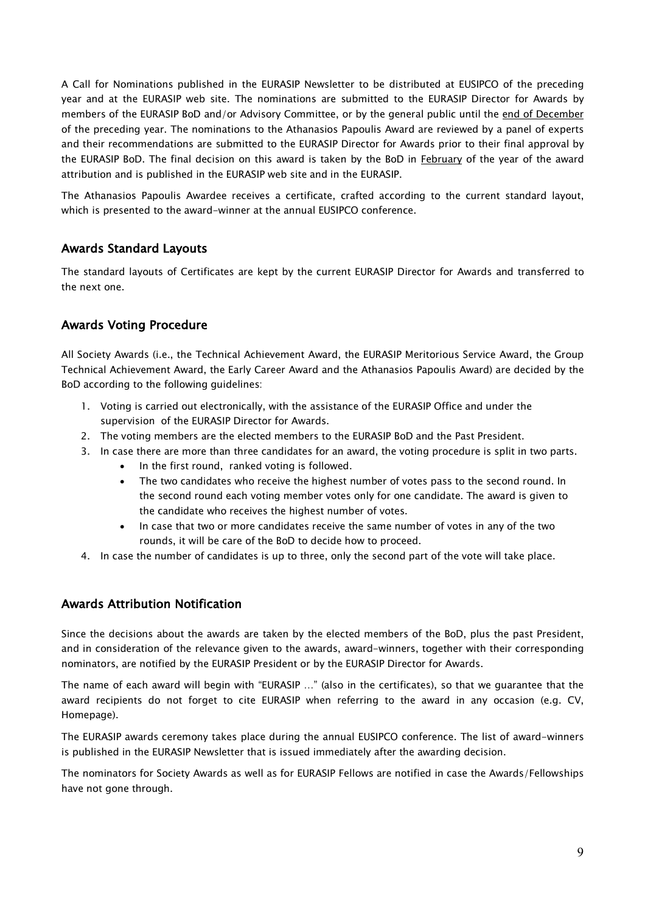A Call for Nominations published in the EURASIP Newsletter to be distributed at EUSIPCO of the preceding year and at the EURASIP web site. The nominations are submitted to the EURASIP Director for Awards by members of the EURASIP BoD and/or Advisory Committee, or by the general public until the end of December of the preceding year. The nominations to the Athanasios Papoulis Award are reviewed by a panel of experts and their recommendations are submitted to the EURASIP Director for Awards prior to their final approval by the EURASIP BoD. The final decision on this award is taken by the BoD in February of the year of the award attribution and is published in the EURASIP web site and in the EURASIP.

The Athanasios Papoulis Awardee receives a certificate, crafted according to the current standard layout, which is presented to the award-winner at the annual EUSIPCO conference.

## Awards Standard Layouts

The standard layouts of Certificates are kept by the current EURASIP Director for Awards and transferred to the next one.

## Awards Voting Procedure

All Society Awards (i.e., the Technical Achievement Award, the EURASIP Meritorious Service Award, the Group Technical Achievement Award, the Early Career Award and the Athanasios Papoulis Award) are decided by the BoD according to the following guidelines:

1. Voting is carried out electronically, with the assistance of the EURASIP Office and under the supervision of the EURASIP Director for Awards.
2. The voting members are the elected members to the EURASIP BoD and the Past President.
3. In case there are more than three candidates for an award, the voting procedure is split in two parts.
   - In the first round, ranked voting is followed.
   - The two candidates who receive the highest number of votes pass to the second round. In the second round each voting member votes only for one candidate. The award is given to the candidate who receives the highest number of votes.
   - In case that two or more candidates receive the same number of votes in any of the two rounds, it will be care of the BoD to decide how to proceed.
4. In case the number of candidates is up to three, only the second part of the vote will take place.

## Awards Attribution Notification

Since the decisions about the awards are taken by the elected members of the BoD, plus the past President, and in consideration of the relevance given to the awards, award-winners, together with their corresponding nominators, are notified by the EURASIP President or by the EURASIP Director for Awards.

The name of each award will begin with "EURASIP …" (also in the certificates), so that we guarantee that the award recipients do not forget to cite EURASIP when referring to the award in any occasion (e.g. CV, Homepage).

The EURASIP awards ceremony takes place during the annual EUSIPCO conference. The list of award-winners is published in the EURASIP Newsletter that is issued immediately after the awarding decision.

The nominators for Society Awards as well as for EURASIP Fellows are notified in case the Awards/Fellowships have not gone through.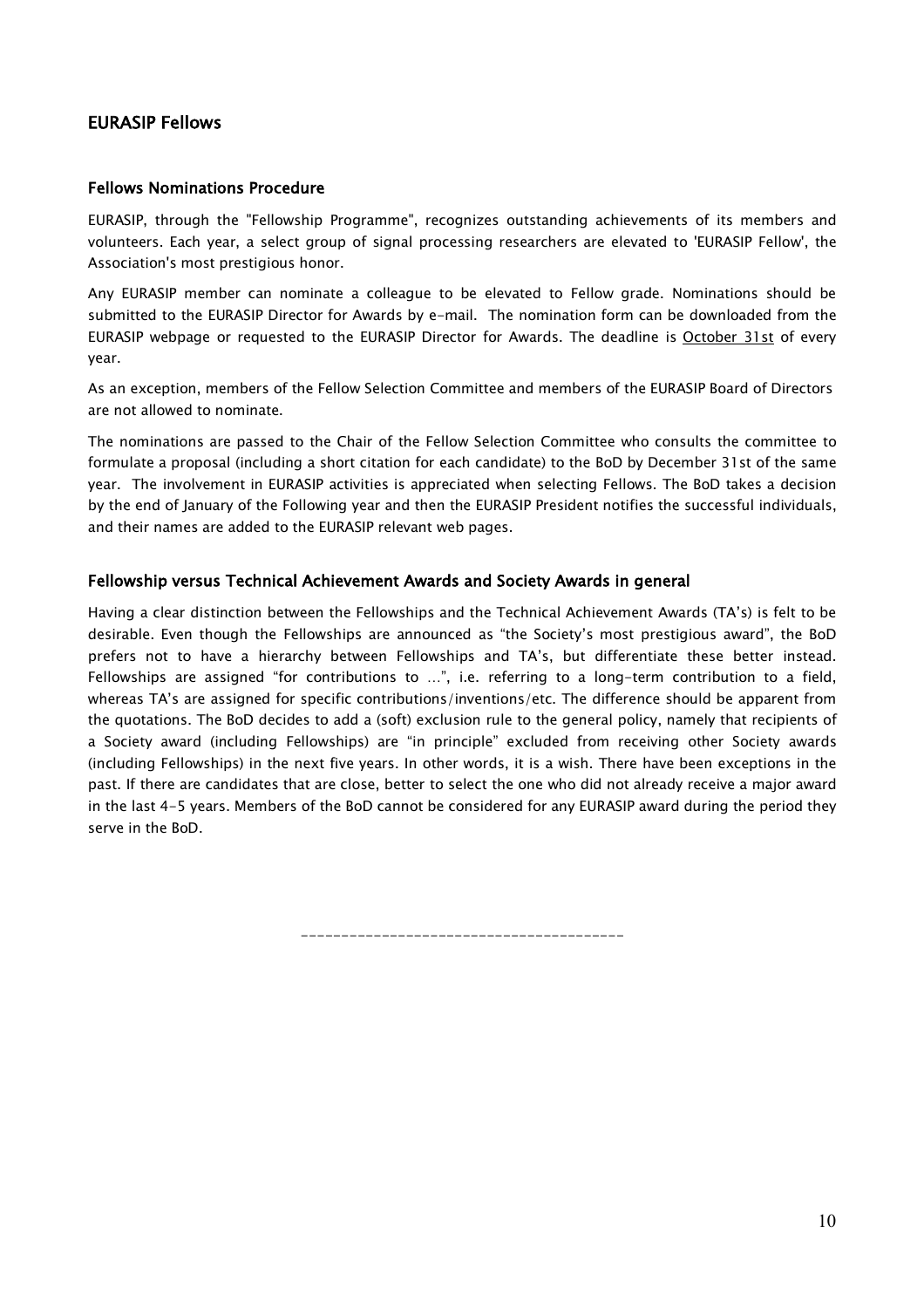## EURASIP Fellows

### Fellows Nominations Procedure

EURASIP, through the "Fellowship Programme", recognizes outstanding achievements of its members and volunteers. Each year, a select group of signal processing researchers are elevated to 'EURASIP Fellow', the Association's most prestigious honor.

Any EURASIP member can nominate a colleague to be elevated to Fellow grade. Nominations should be submitted to the EURASIP Director for Awards by e-mail. The nomination form can be downloaded from the EURASIP webpage or requested to the EURASIP Director for Awards. The deadline is October 31st of every year.

As an exception, members of the Fellow Selection Committee and members of the EURASIP Board of Directors are not allowed to nominate.

The nominations are passed to the Chair of the Fellow Selection Committee who consults the committee to formulate a proposal (including a short citation for each candidate) to the BoD by December 31st of the same year. The involvement in EURASIP activities is appreciated when selecting Fellows. The BoD takes a decision by the end of January of the Following year and then the EURASIP President notifies the successful individuals, and their names are added to the EURASIP relevant web pages.

### Fellowship versus Technical Achievement Awards and Society Awards in general

Having a clear distinction between the Fellowships and the Technical Achievement Awards (TA's) is felt to be desirable. Even though the Fellowships are announced as "the Society's most prestigious award", the BoD prefers not to have a hierarchy between Fellowships and TA's, but differentiate these better instead. Fellowships are assigned "for contributions to …", i.e. referring to a long-term contribution to a field, whereas TA's are assigned for specific contributions/inventions/etc. The difference should be apparent from the quotations. The BoD decides to add a (soft) exclusion rule to the general policy, namely that recipients of a Society award (including Fellowships) are "in principle" excluded from receiving other Society awards (including Fellowships) in the next five years. In other words, it is a wish. There have been exceptions in the past. If there are candidates that are close, better to select the one who did not already receive a major award in the last 4-5 years. Members of the BoD cannot be considered for any EURASIP award during the period they serve in the BoD.

----------------------------------------